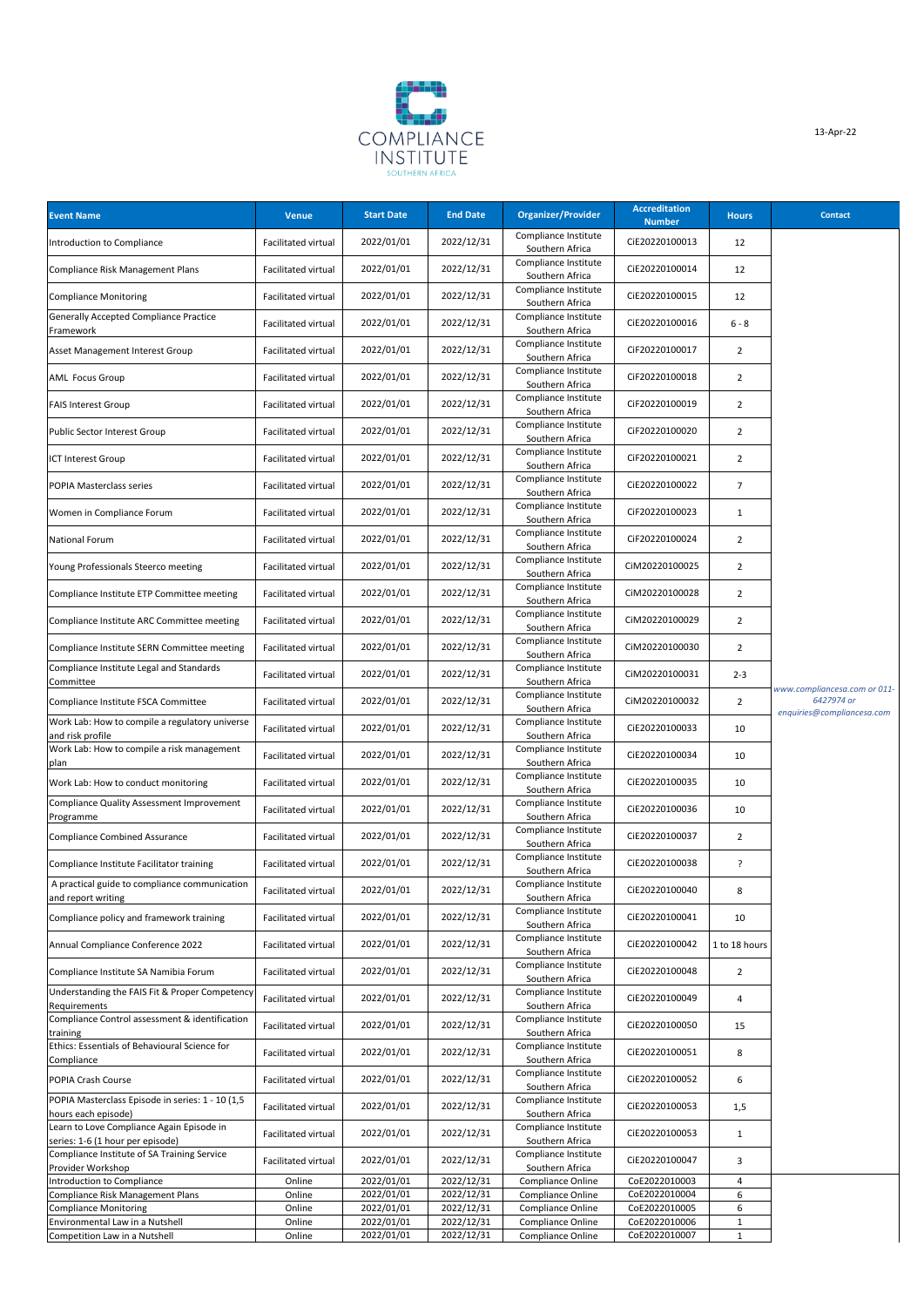COMPLIANCE INSTITUTE SOUTHERN AFRICA

13-Apr-22

| Event Name | Venue | Start Date | End Date | Organizer/Provider | Accreditation Number | Hours | Contact |
|---|---|---|---|---|---|---|---|
| Introduction to Compliance | Facilitated virtual | 2022/01/01 | 2022/12/31 | Compliance Institute Southern Africa | CiE20220100013 | 12 | www.compliancesa.com or 011-6427974 or enquiries@compliancesa.com |
| Compliance Risk Management Plans | Facilitated virtual | 2022/01/01 | 2022/12/31 | Compliance Institute Southern Africa | CiE20220100014 | 12 | |
| Compliance Monitoring | Facilitated virtual | 2022/01/01 | 2022/12/31 | Compliance Institute Southern Africa | CiE20220100015 | 12 | |
| Generally Accepted Compliance Practice Framework | Facilitated virtual | 2022/01/01 | 2022/12/31 | Compliance Institute Southern Africa | CiE20220100016 | 6 - 8 | |
| Asset Management Interest Group | Facilitated virtual | 2022/01/01 | 2022/12/31 | Compliance Institute Southern Africa | CiF20220100017 | 2 | |
| AML Focus Group | Facilitated virtual | 2022/01/01 | 2022/12/31 | Compliance Institute Southern Africa | CiF20220100018 | 2 | |
| FAIS Interest Group | Facilitated virtual | 2022/01/01 | 2022/12/31 | Compliance Institute Southern Africa | CiF20220100019 | 2 | |
| Public Sector Interest Group | Facilitated virtual | 2022/01/01 | 2022/12/31 | Compliance Institute Southern Africa | CiF20220100020 | 2 | |
| ICT Interest Group | Facilitated virtual | 2022/01/01 | 2022/12/31 | Compliance Institute Southern Africa | CiF20220100021 | 2 | |
| POPIA Masterclass series | Facilitated virtual | 2022/01/01 | 2022/12/31 | Compliance Institute Southern Africa | CiE20220100022 | 7 | |
| Women in Compliance Forum | Facilitated virtual | 2022/01/01 | 2022/12/31 | Compliance Institute Southern Africa | CiF20220100023 | 1 | |
| National Forum | Facilitated virtual | 2022/01/01 | 2022/12/31 | Compliance Institute Southern Africa | CiF20220100024 | 2 | |
| Young Professionals Steerco meeting | Facilitated virtual | 2022/01/01 | 2022/12/31 | Compliance Institute Southern Africa | CiM20220100025 | 2 | |
| Compliance Institute ETP Committee meeting | Facilitated virtual | 2022/01/01 | 2022/12/31 | Compliance Institute Southern Africa | CiM20220100028 | 2 | |
| Compliance Institute ARC Committee meeting | Facilitated virtual | 2022/01/01 | 2022/12/31 | Compliance Institute Southern Africa | CiM20220100029 | 2 | |
| Compliance Institute SERN Committee meeting | Facilitated virtual | 2022/01/01 | 2022/12/31 | Compliance Institute Southern Africa | CiM20220100030 | 2 | |
| Compliance Institute Legal and Standards Committee | Facilitated virtual | 2022/01/01 | 2022/12/31 | Compliance Institute Southern Africa | CiM20220100031 | 2-3 | |
| Compliance Institute FSCA Committee | Facilitated virtual | 2022/01/01 | 2022/12/31 | Compliance Institute Southern Africa | CiM20220100032 | 2 | |
| Work Lab: How to compile a regulatory universe and risk profile | Facilitated virtual | 2022/01/01 | 2022/12/31 | Compliance Institute Southern Africa | CiE20220100033 | 10 | |
| Work Lab: How to compile a risk management plan | Facilitated virtual | 2022/01/01 | 2022/12/31 | Compliance Institute Southern Africa | CiE20220100034 | 10 | |
| Work Lab: How to conduct monitoring | Facilitated virtual | 2022/01/01 | 2022/12/31 | Compliance Institute Southern Africa | CiE20220100035 | 10 | |
| Compliance Quality Assessment Improvement Programme | Facilitated virtual | 2022/01/01 | 2022/12/31 | Compliance Institute Southern Africa | CiE20220100036 | 10 | |
| Compliance Combined Assurance | Facilitated virtual | 2022/01/01 | 2022/12/31 | Compliance Institute Southern Africa | CiE20220100037 | 2 | |
| Compliance Institute Facilitator training | Facilitated virtual | 2022/01/01 | 2022/12/31 | Compliance Institute Southern Africa | CiE20220100038 | ? | |
| A practical guide to compliance communication and report writing | Facilitated virtual | 2022/01/01 | 2022/12/31 | Compliance Institute Southern Africa | CiE20220100040 | 8 | |
| Compliance policy and framework training | Facilitated virtual | 2022/01/01 | 2022/12/31 | Compliance Institute Southern Africa | CiE20220100041 | 10 | |
| Annual Compliance Conference 2022 | Facilitated virtual | 2022/01/01 | 2022/12/31 | Compliance Institute Southern Africa | CiE20220100042 | 1 to 18 hours | |
| Compliance Institute SA Namibia Forum | Facilitated virtual | 2022/01/01 | 2022/12/31 | Compliance Institute Southern Africa | CiE20220100048 | 2 | |
| Understanding the FAIS Fit & Proper Competency Requirements | Facilitated virtual | 2022/01/01 | 2022/12/31 | Compliance Institute Southern Africa | CiE20220100049 | 4 | |
| Compliance Control assessment & identification training | Facilitated virtual | 2022/01/01 | 2022/12/31 | Compliance Institute Southern Africa | CiE20220100050 | 15 | |
| Ethics: Essentials of Behavioural Science for Compliance | Facilitated virtual | 2022/01/01 | 2022/12/31 | Compliance Institute Southern Africa | CiE20220100051 | 8 | |
| POPIA Crash Course | Facilitated virtual | 2022/01/01 | 2022/12/31 | Compliance Institute Southern Africa | CiE20220100052 | 6 | |
| POPIA Masterclass Episode in series: 1 - 10 (1,5 hours each episode) | Facilitated virtual | 2022/01/01 | 2022/12/31 | Compliance Institute Southern Africa | CiE20220100053 | 1,5 | |
| Learn to Love Compliance Again Episode in series: 1-6 (1 hour per episode) | Facilitated virtual | 2022/01/01 | 2022/12/31 | Compliance Institute Southern Africa | CiE20220100053 | 1 | |
| Compliance Institute of SA Training Service Provider Workshop | Facilitated virtual | 2022/01/01 | 2022/12/31 | Compliance Institute Southern Africa | CiE20220100047 | 3 | |
| Introduction to Compliance | Online | 2022/01/01 | 2022/12/31 | Compliance Online | CoE2022010003 | 4 | |
| Compliance Risk Management Plans | Online | 2022/01/01 | 2022/12/31 | Compliance Online | CoE2022010004 | 6 | |
| Compliance Monitoring | Online | 2022/01/01 | 2022/12/31 | Compliance Online | CoE2022010005 | 6 | |
| Environmental Law in a Nutshell | Online | 2022/01/01 | 2022/12/31 | Compliance Online | CoE2022010006 | 1 | |
| Competition Law in a Nutshell | Online | 2022/01/01 | 2022/12/31 | Compliance Online | CoE2022010007 | 1 | |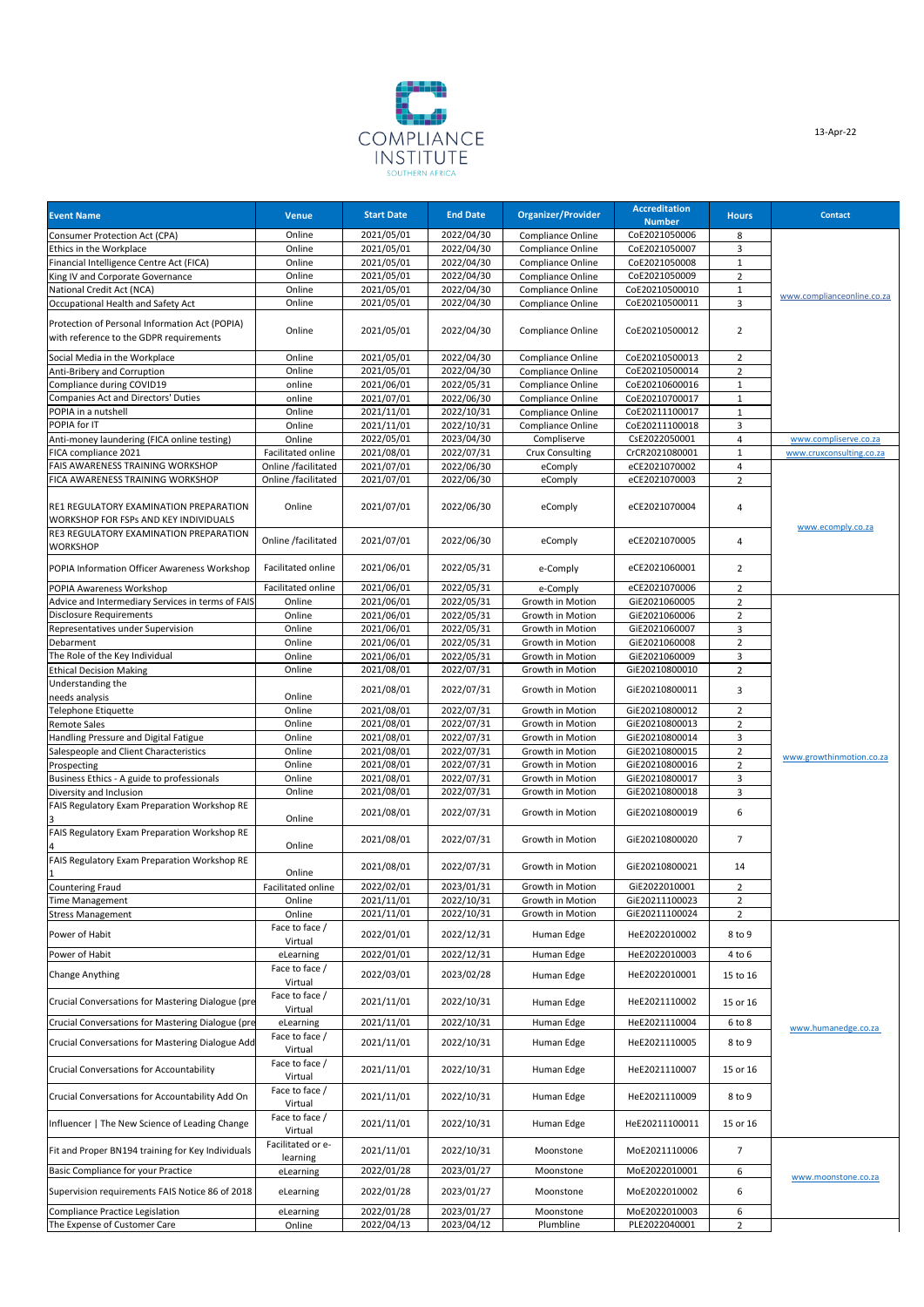COMPLIANCE INSTITUTE SOUTHERN AFRICA

13-Apr-22

| Event Name | Venue | Start Date | End Date | Organizer/Provider | Accreditation Number | Hours | Contact |
|---|---|---|---|---|---|---|---|
| Consumer Protection Act (CPA) | Online | 2021/05/01 | 2022/04/30 | Compliance Online | CoE2021050006 | 8 | www.complianceonline.co.za |
| Ethics in the Workplace | Online | 2021/05/01 | 2022/04/30 | Compliance Online | CoE2021050007 | 3 | |
| Financial Intelligence Centre Act (FICA) | Online | 2021/05/01 | 2022/04/30 | Compliance Online | CoE2021050008 | 1 | |
| King IV and Corporate Governance | Online | 2021/05/01 | 2022/04/30 | Compliance Online | CoE2021050009 | 2 | |
| National Credit Act (NCA) | Online | 2021/05/01 | 2022/04/30 | Compliance Online | CoE20210500010 | 1 | |
| Occupational Health and Safety Act | Online | 2021/05/01 | 2022/04/30 | Compliance Online | CoE20210500011 | 3 | |
| Protection of Personal Information Act (POPIA) with reference to the GDPR requirements | Online | 2021/05/01 | 2022/04/30 | Compliance Online | CoE20210500012 | 2 | |
| Social Media in the Workplace | Online | 2021/05/01 | 2022/04/30 | Compliance Online | CoE20210500013 | 2 | |
| Anti-Bribery and Corruption | Online | 2021/05/01 | 2022/04/30 | Compliance Online | CoE20210500014 | 2 | |
| Compliance during COVID19 | online | 2021/06/01 | 2022/05/31 | Compliance Online | CoE20210600016 | 1 | |
| Companies Act and Directors' Duties | online | 2021/07/01 | 2022/06/30 | Compliance Online | CoE20210700017 | 1 | |
| POPIA in a nutshell | Online | 2021/11/01 | 2022/10/31 | Compliance Online | CoE20211100017 | 1 | |
| POPIA for IT | Online | 2021/11/01 | 2022/10/31 | Compliance Online | CoE20211100018 | 3 | |
| Anti-money laundering (FICA online testing) | Online | 2022/05/01 | 2023/04/30 | Compliserve | CsE2022050001 | 4 | www.compliserve.co.za |
| FICA compliance 2021 | Facilitated online | 2021/08/01 | 2022/07/31 | Crux Consulting | CrCR2021080001 | 1 | www.cruxconsulting.co.za |
| FAIS AWARENESS TRAINING WORKSHOP | Online /facilitated | 2021/07/01 | 2022/06/30 | eComply | eCE2021070002 | 4 | www.ecomply.co.za |
| FICA AWARENESS TRAINING WORKSHOP | Online /facilitated | 2021/07/01 | 2022/06/30 | eComply | eCE2021070003 | 2 | |
| RE1 REGULATORY EXAMINATION PREPARATION WORKSHOP FOR FSPs AND KEY INDIVIDUALS | Online | 2021/07/01 | 2022/06/30 | eComply | eCE2021070004 | 4 | |
| RE3 REGULATORY EXAMINATION PREPARATION WORKSHOP | Online /facilitated | 2021/07/01 | 2022/06/30 | eComply | eCE2021070005 | 4 | |
| POPIA Information Officer Awareness Workshop | Facilitated online | 2021/06/01 | 2022/05/31 | e-Comply | eCE2021060001 | 2 | |
| POPIA Awareness Workshop | Facilitated online | 2021/06/01 | 2022/05/31 | e-Comply | eCE2021070006 | 2 | |
| Advice and Intermediary Services in terms of FAIS | Online | 2021/06/01 | 2022/05/31 | Growth in Motion | GiE2021060005 | 2 | www.growthinmotion.co.za |
| Disclosure Requirements | Online | 2021/06/01 | 2022/05/31 | Growth in Motion | GiE2021060006 | 2 | |
| Representatives under Supervision | Online | 2021/06/01 | 2022/05/31 | Growth in Motion | GiE2021060007 | 3 | |
| Debarment | Online | 2021/06/01 | 2022/05/31 | Growth in Motion | GiE2021060008 | 2 | |
| The Role of the Key Individual | Online | 2021/06/01 | 2022/05/31 | Growth in Motion | GiE2021060009 | 3 | |
| Ethical Decision Making | Online | 2021/08/01 | 2022/07/31 | Growth in Motion | GiE20210800010 | 2 | |
| Understanding the needs analysis | Online | 2021/08/01 | 2022/07/31 | Growth in Motion | GiE20210800011 | 3 | |
| Telephone Etiquette | Online | 2021/08/01 | 2022/07/31 | Growth in Motion | GiE20210800012 | 2 | |
| Remote Sales | Online | 2021/08/01 | 2022/07/31 | Growth in Motion | GiE20210800013 | 2 | |
| Handling Pressure and Digital Fatigue | Online | 2021/08/01 | 2022/07/31 | Growth in Motion | GiE20210800014 | 3 | |
| Salespeople and Client Characteristics | Online | 2021/08/01 | 2022/07/31 | Growth in Motion | GiE20210800015 | 2 | |
| Prospecting | Online | 2021/08/01 | 2022/07/31 | Growth in Motion | GiE20210800016 | 2 | |
| Business Ethics - A guide to professionals | Online | 2021/08/01 | 2022/07/31 | Growth in Motion | GiE20210800017 | 3 | |
| Diversity and Inclusion | Online | 2021/08/01 | 2022/07/31 | Growth in Motion | GiE20210800018 | 3 | |
| FAIS Regulatory Exam Preparation Workshop RE 3 | Online | 2021/08/01 | 2022/07/31 | Growth in Motion | GiE20210800019 | 6 | |
| FAIS Regulatory Exam Preparation Workshop RE 4 | Online | 2021/08/01 | 2022/07/31 | Growth in Motion | GiE20210800020 | 7 | |
| FAIS Regulatory Exam Preparation Workshop RE 1 | Online | 2021/08/01 | 2022/07/31 | Growth in Motion | GiE20210800021 | 14 | |
| Countering Fraud | Facilitated online | 2022/02/01 | 2023/01/31 | Growth in Motion | GiE2022010001 | 2 | |
| Time Management | Online | 2021/11/01 | 2022/10/31 | Growth in Motion | GiE20211100023 | 2 | |
| Stress Management | Online | 2021/11/01 | 2022/10/31 | Growth in Motion | GiE20211100024 | 2 | |
| Power of Habit | Face to face / Virtual | 2022/01/01 | 2022/12/31 | Human Edge | HeE2022010002 | 8 to 9 | www.humanedge.co.za |
| Power of Habit | eLearning | 2022/01/01 | 2022/12/31 | Human Edge | HeE2022010003 | 4 to 6 | |
| Change Anything | Face to face / Virtual | 2022/03/01 | 2023/02/28 | Human Edge | HeE2022010001 | 15 to 16 | |
| Crucial Conversations for Mastering Dialogue (pre | Face to face / Virtual | 2021/11/01 | 2022/10/31 | Human Edge | HeE2021110002 | 15 or 16 | |
| Crucial Conversations for Mastering Dialogue (pre | eLearning | 2021/11/01 | 2022/10/31 | Human Edge | HeE2021110004 | 6 to 8 | |
| Crucial Conversations for Mastering Dialogue Add | Face to face / Virtual | 2021/11/01 | 2022/10/31 | Human Edge | HeE2021110005 | 8 to 9 | |
| Crucial Conversations for Accountability | Face to face / Virtual | 2021/11/01 | 2022/10/31 | Human Edge | HeE2021110007 | 15 or 16 | |
| Crucial Conversations for Accountability Add On | Face to face / Virtual | 2021/11/01 | 2022/10/31 | Human Edge | HeE2021110009 | 8 to 9 | |
| Influencer \| The New Science of Leading Change | Face to face / Virtual | 2021/11/01 | 2022/10/31 | Human Edge | HeE20211100011 | 15 or 16 | |
| Fit and Proper BN194 training for Key Individuals | Facilitated or e-learning | 2021/11/01 | 2022/10/31 | Moonstone | MoE2021110006 | 7 | www.moonstone.co.za |
| Basic Compliance for your Practice | eLearning | 2022/01/28 | 2023/01/27 | Moonstone | MoE2022010001 | 6 | |
| Supervision requirements FAIS Notice 86 of 2018 | eLearning | 2022/01/28 | 2023/01/27 | Moonstone | MoE2022010002 | 6 | |
| Compliance Practice Legislation | eLearning | 2022/01/28 | 2023/01/27 | Moonstone | MoE2022010003 | 6 | |
| The Expense of Customer Care | Online | 2022/04/13 | 2023/04/12 | Plumbline | PLE2022040001 | 2 | |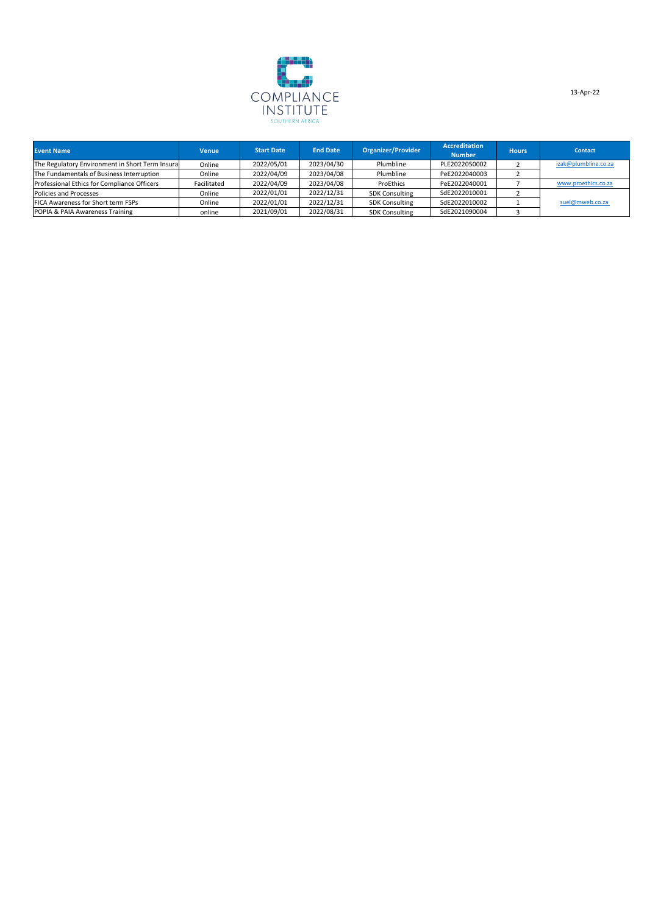COMPLIANCE INSTITUTE
SOUTHERN AFRICA

13-Apr-22

| Event Name | Venue | Start Date | End Date | Organizer/Provider | Accreditation Number | Hours | Contact |
|---|---|---|---|---|---|---|---|
| The Regulatory Environment in Short Term Insura | Online | 2022/05/01 | 2023/04/30 | Plumbline | PLE2022050002 | 2 | izak@plumbline.co.za |
| The Fundamentals of Business Interruption | Online | 2022/04/09 | 2023/04/08 | Plumbline | PeE2022040003 | 2 | |
| Professional Ethics for Compliance Officers | Facilitated | 2022/04/09 | 2023/04/08 | ProEthics | PeE2022040001 | 7 | www.proethics.co.za |
| Policies and Processes | Online | 2022/01/01 | 2022/12/31 | SDK Consulting | SdE2022010001 | 2 | suel@mweb.co.za |
| FICA Awareness for Short term FSPs | Online | 2022/01/01 | 2022/12/31 | SDK Consulting | SdE2022010002 | 1 | |
| POPIA & PAIA Awareness Training | online | 2021/09/01 | 2022/08/31 | SDK Consulting | SdE2021090004 | 3 | |